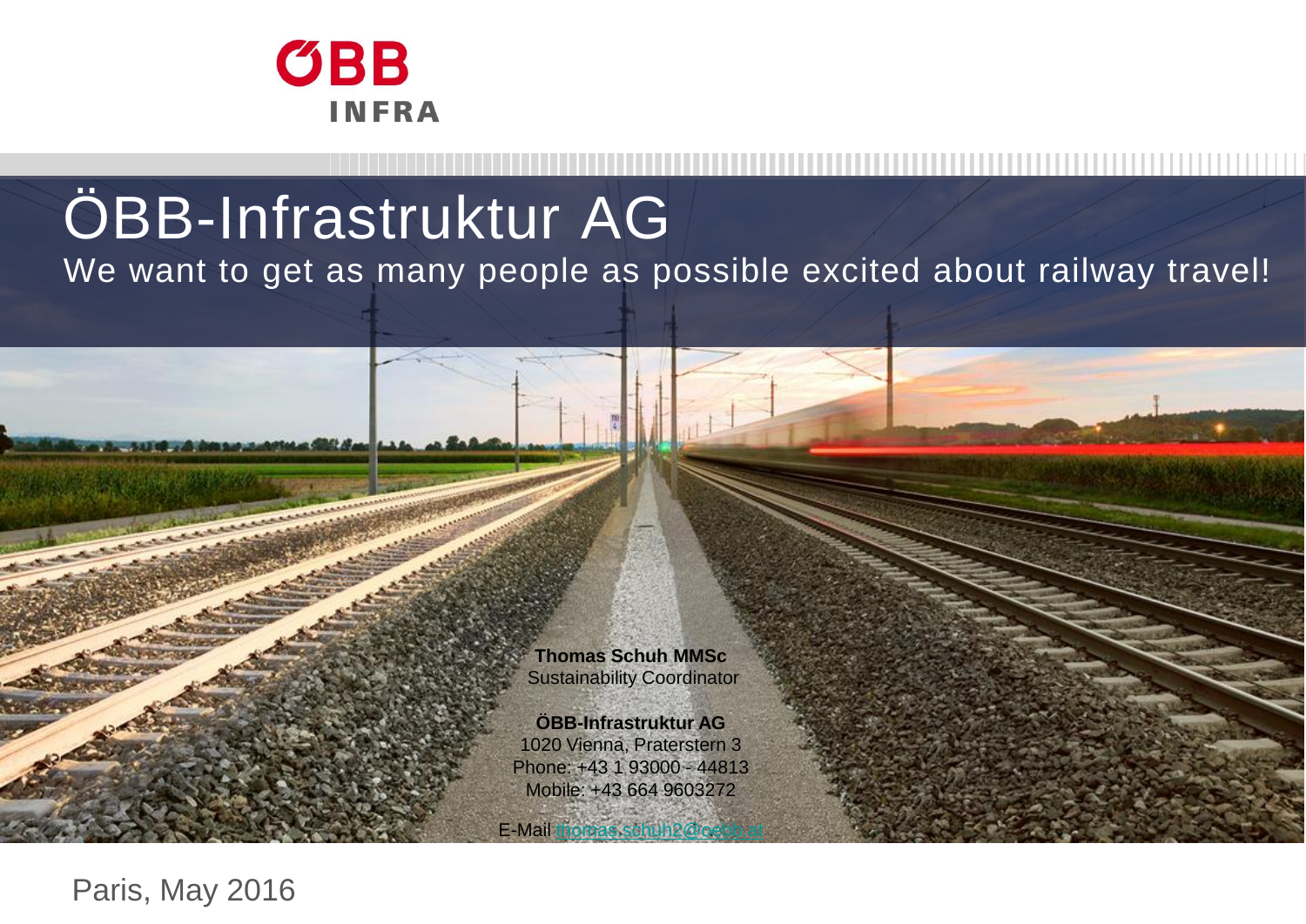ÖBB INFRA

# ÖBB-Infrastruktur AG

## We want to get as many people as possible excited about railway travel!

**Thomas Schuh MMSc**
Sustainability Coordinator

**ÖBB-Infrastruktur AG**
1020 Vienna, Praterstern 3
Phone: +43 1 93000 - 44813
Mobile: +43 664 9603272

E-Mail thomas.schuh2@oebb.at

Paris, May 2016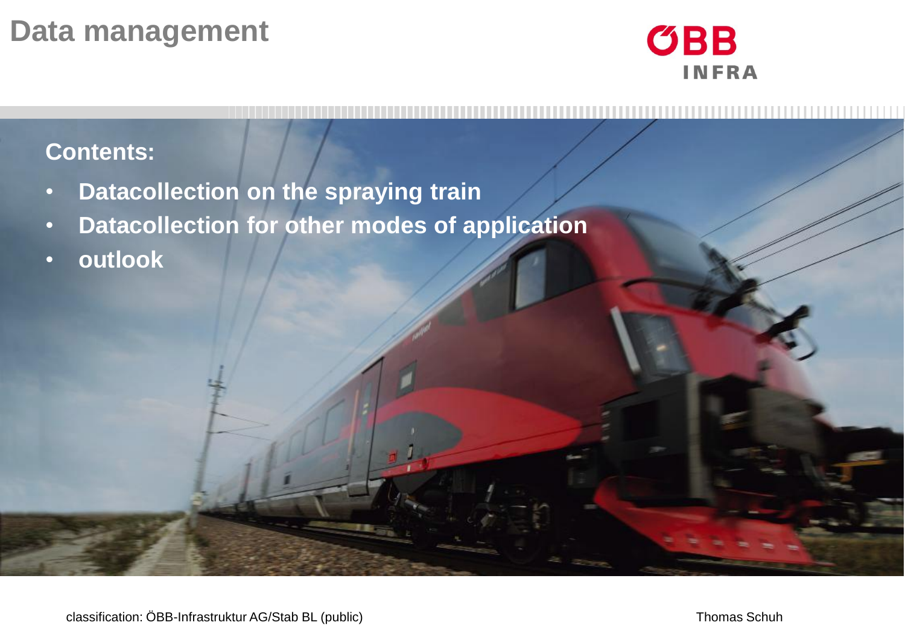# Data management

ÖBB INFRA

**Contents:**

- **Datacollection on the spraying train**
- **Datacollection for other modes of application**
- **outlook**

classification: ÖBB-Infrastruktur AG/Stab BL (public)

Thomas Schuh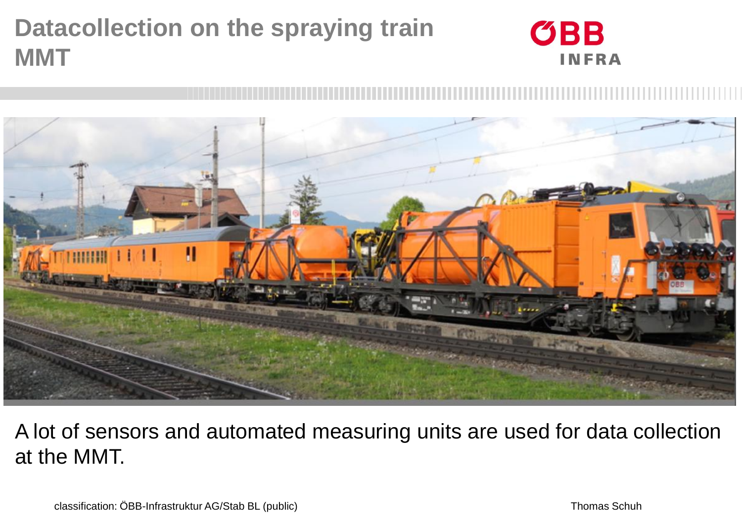# Datacollection on the spraying train MMT

A lot of sensors and automated measuring units are used for data collection at the MMT.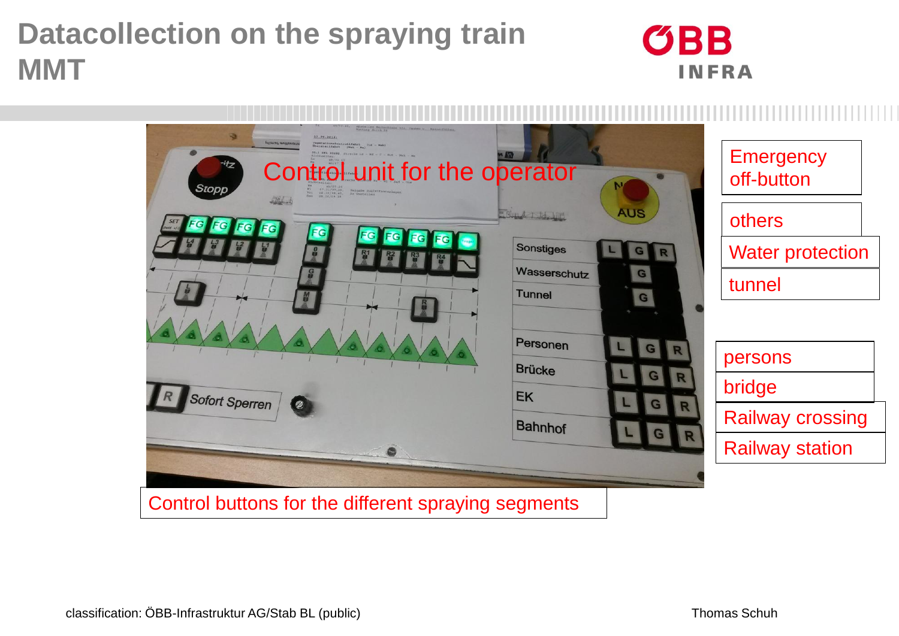# Datacollection on the spraying train MMT

Control unit for the operator

Emergency off-button

others

Water protection

tunnel

persons

bridge

Railway crossing

Railway station

Control buttons for the different spraying segments

classification: ÖBB-Infrastruktur AG/Stab BL (public)

Thomas Schuh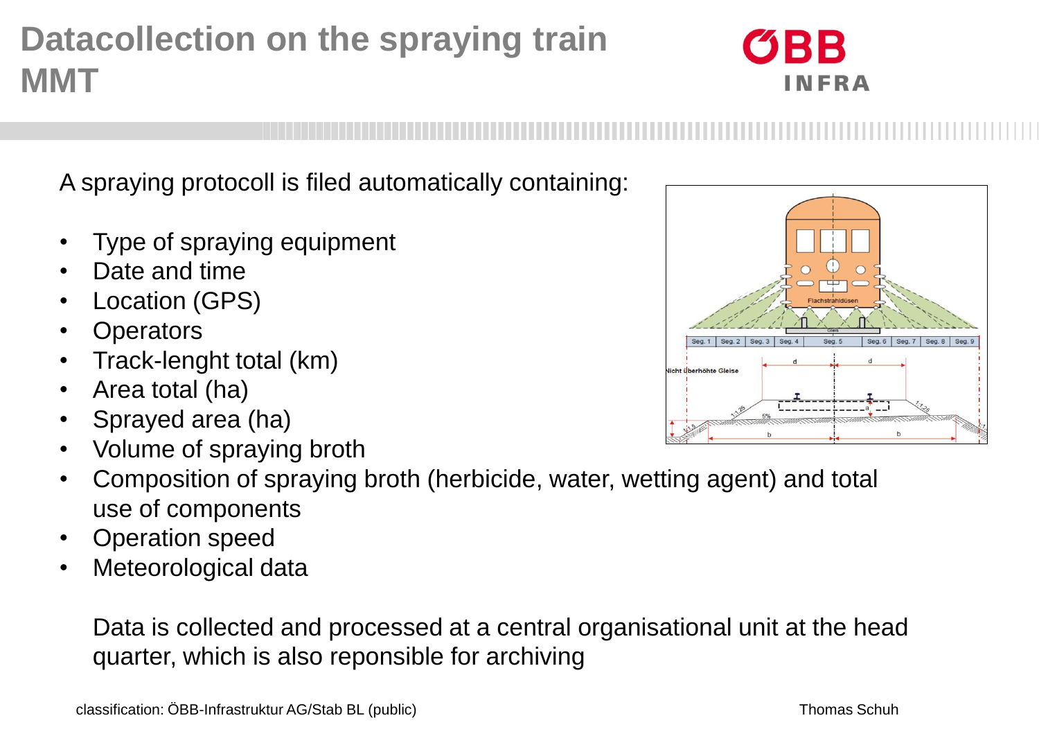# Datacollection on the spraying train MMT

A spraying protocoll is filed automatically containing:

- Type of spraying equipment
- Date and time
- Location (GPS)
- Operators
- Track-lenght total (km)
- Area total (ha)
- Sprayed area (ha)
- Volume of spraying broth
- Composition of spraying broth (herbicide, water, wetting agent) and total use of components
- Operation speed
- Meteorological data

Data is collected and processed at a central organisational unit at the head quarter, which is also reponsible for archiving

classification: ÖBB-Infrastruktur AG/Stab BL (public)

Thomas Schuh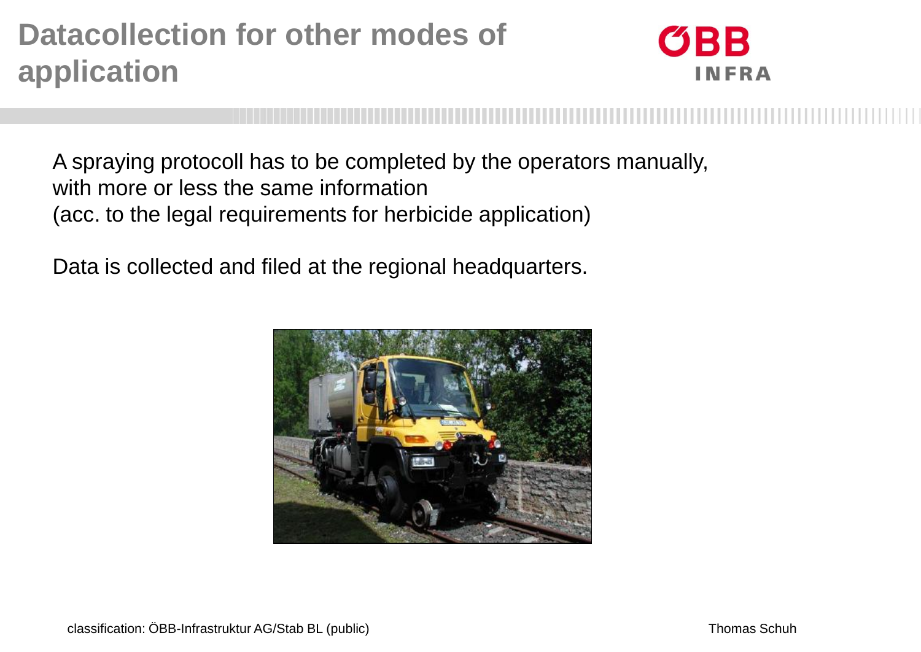# Datacollection for other modes of application

A spraying protocoll has to be completed by the operators manually, with more or less the same information (acc. to the legal requirements for herbicide application)

Data is collected and filed at the regional headquarters.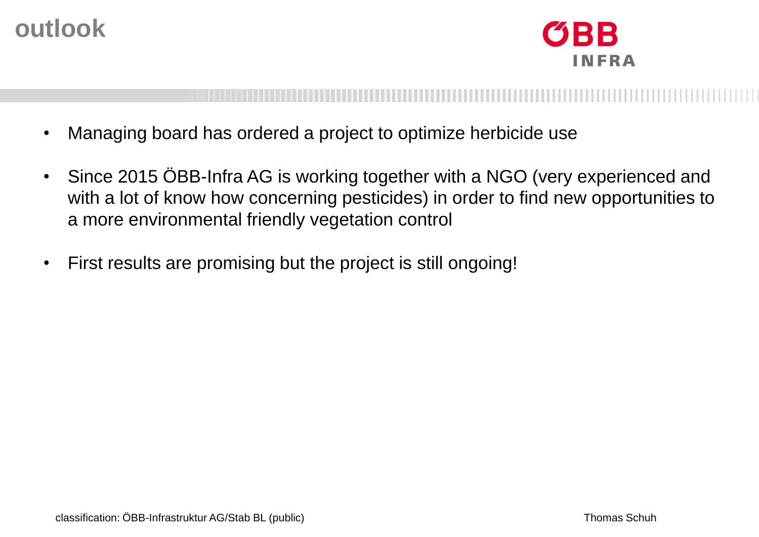# outlook

- Managing board has ordered a project to optimize herbicide use
- Since 2015 ÖBB-Infra AG is working together with a NGO (very experienced and with a lot of know how concerning pesticides) in order to find new opportunities to a more environmental friendly vegetation control
- First results are promising but the project is still ongoing!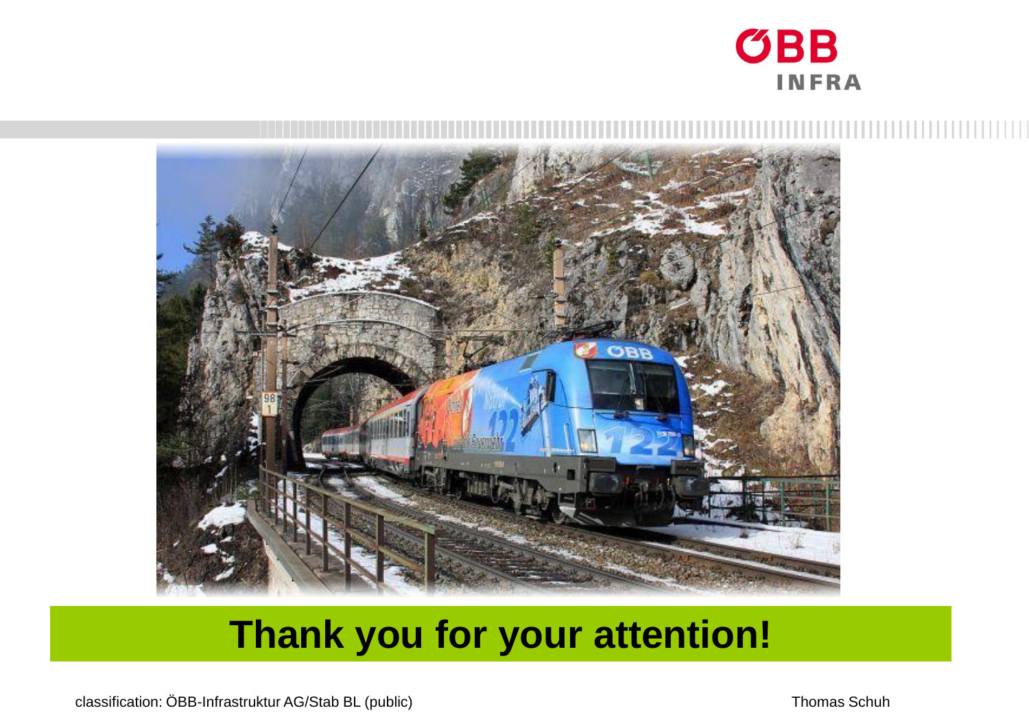**Thank you for your attention!**

classification: ÖBB-Infrastruktur AG/Stab BL (public)

Thomas Schuh